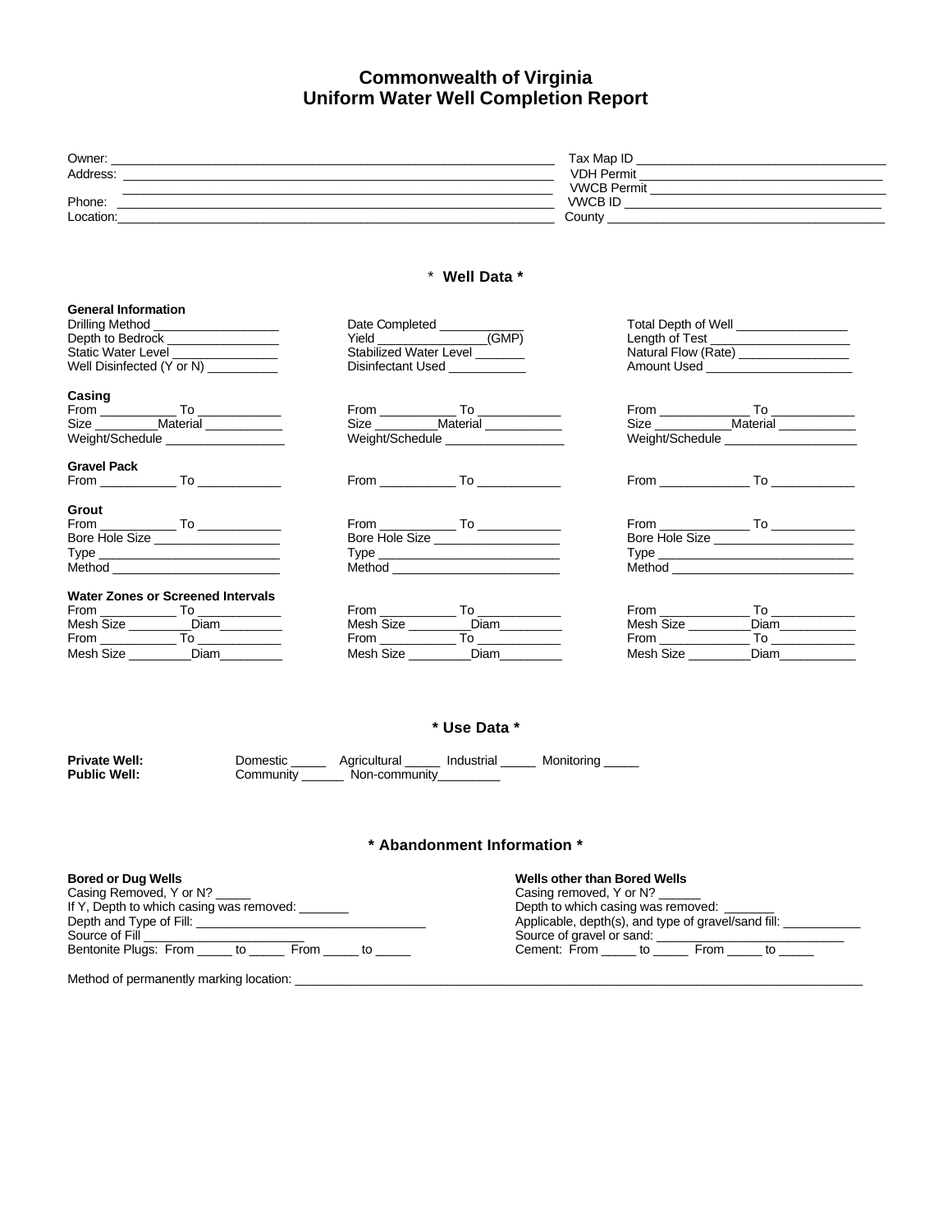# Commonwealth of Virginia
# Uniform Water Well Completion Report

Owner: ____________________________________________________________________
Address: ___________________________________________________________________
___________________________________________________________________
Phone: ____________________________________________________________________
Location: __________________________________________________________________

Tax Map ID ______________________________________
VDH Permit ____________________________________
VWCB Permit ___________________________________
VWCB ID _______________________________________
County _________________________________________

## * Well Data *

**General Information**

Drilling Method __________________
Depth to Bedrock ________________
Static Water Level _______________
Well Disinfected (Y or N) __________

Date Completed ____________
Yield ________________(GMP)
Stabilized Water Level _______
Disinfectant Used ___________

Total Depth of Well ________________
Length of Test ____________________
Natural Flow (Rate) ________________
Amount Used _____________________

**Casing**

From ___________ To ____________
Size _________Material ___________
Weight/Schedule _________________

From ___________ To ____________
Size _________Material ___________
Weight/Schedule _________________

From _____________ To ____________
Size ___________Material ___________
Weight/Schedule ___________________

**Gravel Pack**

From ___________ To ____________

From ___________ To ____________

From _____________ To ____________

**Grout**

From ___________ To ____________
Bore Hole Size __________________
Type __________________________
Method ________________________

From ___________ To ____________
Bore Hole Size __________________
Type __________________________
Method ________________________

From _____________ To ____________
Bore Hole Size ____________________
Type ____________________________
Method __________________________

**Water Zones or Screened Intervals**

From ___________ To ____________
Mesh Size _________Diam_________
From ___________ To ____________
Mesh Size _________Diam_________

From ___________ To ____________
Mesh Size _________Diam_________
From ___________ To ____________
Mesh Size _________Diam_________

From _____________ To ____________
Mesh Size _________Diam___________
From _____________ To ____________
Mesh Size _________Diam___________

## * Use Data *

**Private Well:** Domestic _____ Agricultural _____ Industrial _____ Monitoring _____
**Public Well:** Community ______ Non-community_________

## * Abandonment Information *

**Bored or Dug Wells**

Casing Removed, Y or N? _____
If Y, Depth to which casing was removed: _______
Depth and Type of Fill: _________________________________
Source of Fill _______________________
Bentonite Plugs: From _____ to _____ From _____ to _____

**Wells other than Bored Wells**

Casing removed, Y or N? ______
Depth to which casing was removed: _______
Applicable, depth(s), and type of gravel/sand fill: ___________
Source of gravel or sand: ___________________________
Cement: From _____ to _____ From _____ to _____

Method of permanently marking location: ____________________________________________________________________________________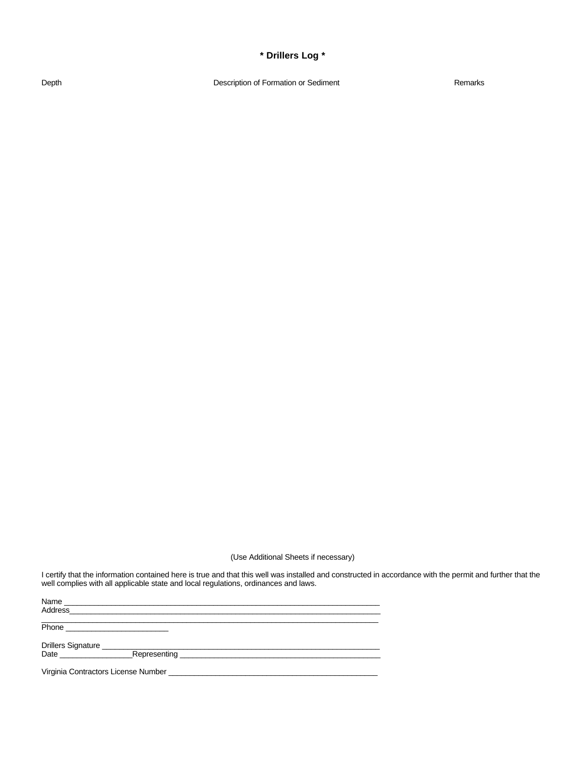**\* Drillers Log \***

| Depth | Description of Formation or Sediment | Remarks |
| --- | --- | --- |
| | | |

(Use Additional Sheets if necessary)

I certify that the information contained here is true and that this well was installed and constructed in accordance with the permit and further that the well complies with all applicable state and local regulations, ordinances and laws.

Name ___________________________________________________________________________

Address_________________________________________________________________________

________________________________________________________________________________

Phone ________________________

Drillers Signature ________________________________________________________________

Date _________________Representing _______________________________________________

Virginia Contractors License Number ________________________________________________